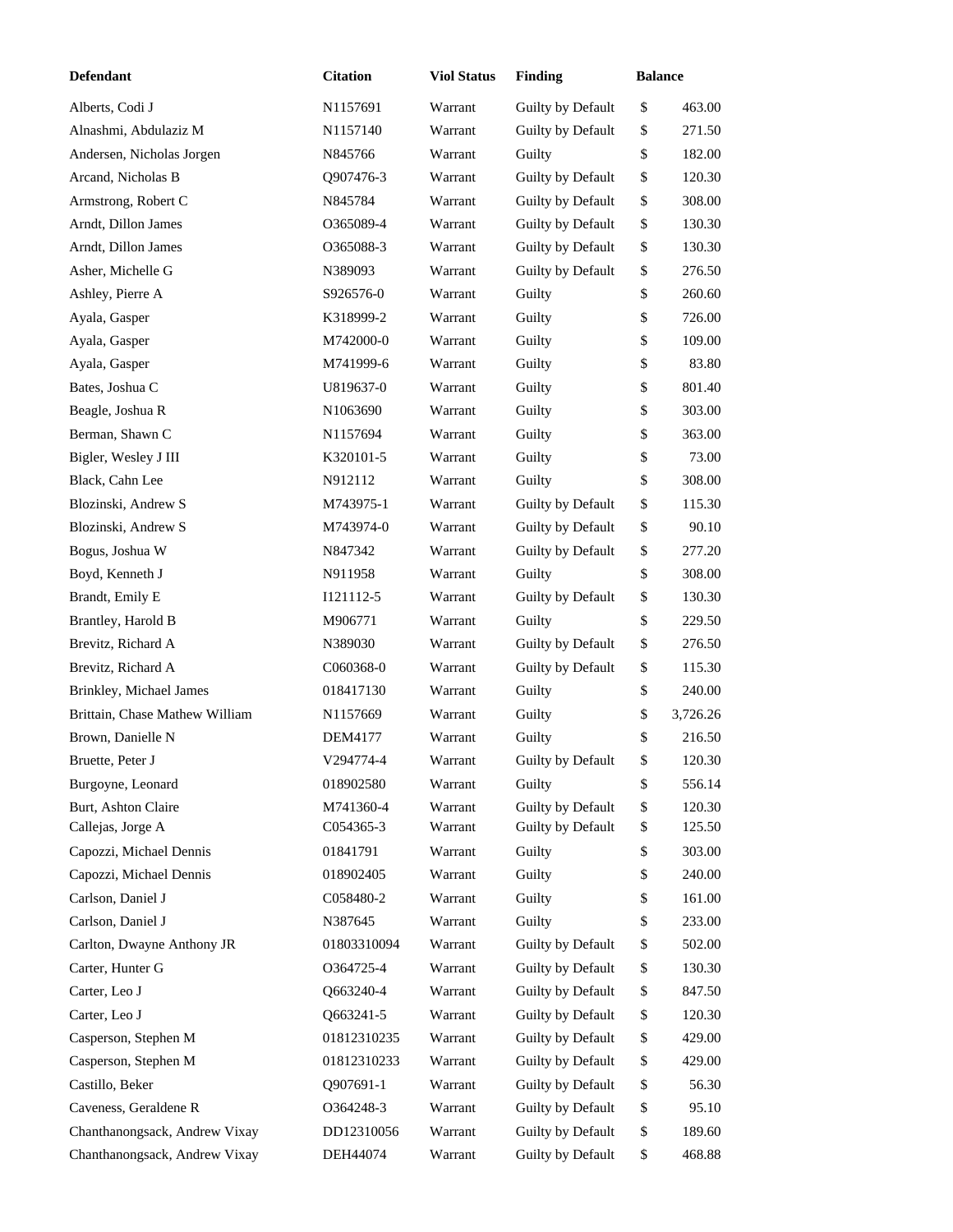| Defendant | Citation | Viol Status | Finding | Balance |
|---|---|---|---|---|
| Alberts, Codi J | N1157691 | Warrant | Guilty by Default | $ 463.00 |
| Alnashmi, Abdulaziz M | N1157140 | Warrant | Guilty by Default | $ 271.50 |
| Andersen, Nicholas Jorgen | N845766 | Warrant | Guilty | $ 182.00 |
| Arcand, Nicholas B | Q907476-3 | Warrant | Guilty by Default | $ 120.30 |
| Armstrong, Robert C | N845784 | Warrant | Guilty by Default | $ 308.00 |
| Arndt, Dillon James | O365089-4 | Warrant | Guilty by Default | $ 130.30 |
| Arndt, Dillon James | O365088-3 | Warrant | Guilty by Default | $ 130.30 |
| Asher, Michelle G | N389093 | Warrant | Guilty by Default | $ 276.50 |
| Ashley, Pierre A | S926576-0 | Warrant | Guilty | $ 260.60 |
| Ayala, Gasper | K318999-2 | Warrant | Guilty | $ 726.00 |
| Ayala, Gasper | M742000-0 | Warrant | Guilty | $ 109.00 |
| Ayala, Gasper | M741999-6 | Warrant | Guilty | $ 83.80 |
| Bates, Joshua C | U819637-0 | Warrant | Guilty | $ 801.40 |
| Beagle, Joshua R | N1063690 | Warrant | Guilty | $ 303.00 |
| Berman, Shawn C | N1157694 | Warrant | Guilty | $ 363.00 |
| Bigler, Wesley J III | K320101-5 | Warrant | Guilty | $ 73.00 |
| Black, Cahn Lee | N912112 | Warrant | Guilty | $ 308.00 |
| Blozinski, Andrew S | M743975-1 | Warrant | Guilty by Default | $ 115.30 |
| Blozinski, Andrew S | M743974-0 | Warrant | Guilty by Default | $ 90.10 |
| Bogus, Joshua W | N847342 | Warrant | Guilty by Default | $ 277.20 |
| Boyd, Kenneth J | N911958 | Warrant | Guilty | $ 308.00 |
| Brandt, Emily E | I121112-5 | Warrant | Guilty by Default | $ 130.30 |
| Brantley, Harold B | M906771 | Warrant | Guilty | $ 229.50 |
| Brevitz, Richard A | N389030 | Warrant | Guilty by Default | $ 276.50 |
| Brevitz, Richard A | C060368-0 | Warrant | Guilty by Default | $ 115.30 |
| Brinkley, Michael James | 018417130 | Warrant | Guilty | $ 240.00 |
| Brittain, Chase Mathew William | N1157669 | Warrant | Guilty | $ 3,726.26 |
| Brown, Danielle N | DEM4177 | Warrant | Guilty | $ 216.50 |
| Bruette, Peter J | V294774-4 | Warrant | Guilty by Default | $ 120.30 |
| Burgoyne, Leonard | 018902580 | Warrant | Guilty | $ 556.14 |
| Burt, Ashton Claire | M741360-4 | Warrant | Guilty by Default | $ 120.30 |
| Callejas, Jorge A | C054365-3 | Warrant | Guilty by Default | $ 125.50 |
| Capozzi, Michael Dennis | 01841791 | Warrant | Guilty | $ 303.00 |
| Capozzi, Michael Dennis | 018902405 | Warrant | Guilty | $ 240.00 |
| Carlson, Daniel J | C058480-2 | Warrant | Guilty | $ 161.00 |
| Carlson, Daniel J | N387645 | Warrant | Guilty | $ 233.00 |
| Carlton, Dwayne Anthony JR | 01803310094 | Warrant | Guilty by Default | $ 502.00 |
| Carter, Hunter G | O364725-4 | Warrant | Guilty by Default | $ 130.30 |
| Carter, Leo J | Q663240-4 | Warrant | Guilty by Default | $ 847.50 |
| Carter, Leo J | Q663241-5 | Warrant | Guilty by Default | $ 120.30 |
| Casperson, Stephen M | 01812310235 | Warrant | Guilty by Default | $ 429.00 |
| Casperson, Stephen M | 01812310233 | Warrant | Guilty by Default | $ 429.00 |
| Castillo, Beker | Q907691-1 | Warrant | Guilty by Default | $ 56.30 |
| Caveness, Geraldene R | O364248-3 | Warrant | Guilty by Default | $ 95.10 |
| Chanthanongsack, Andrew Vixay | DD12310056 | Warrant | Guilty by Default | $ 189.60 |
| Chanthanongsack, Andrew Vixay | DEH44074 | Warrant | Guilty by Default | $ 468.88 |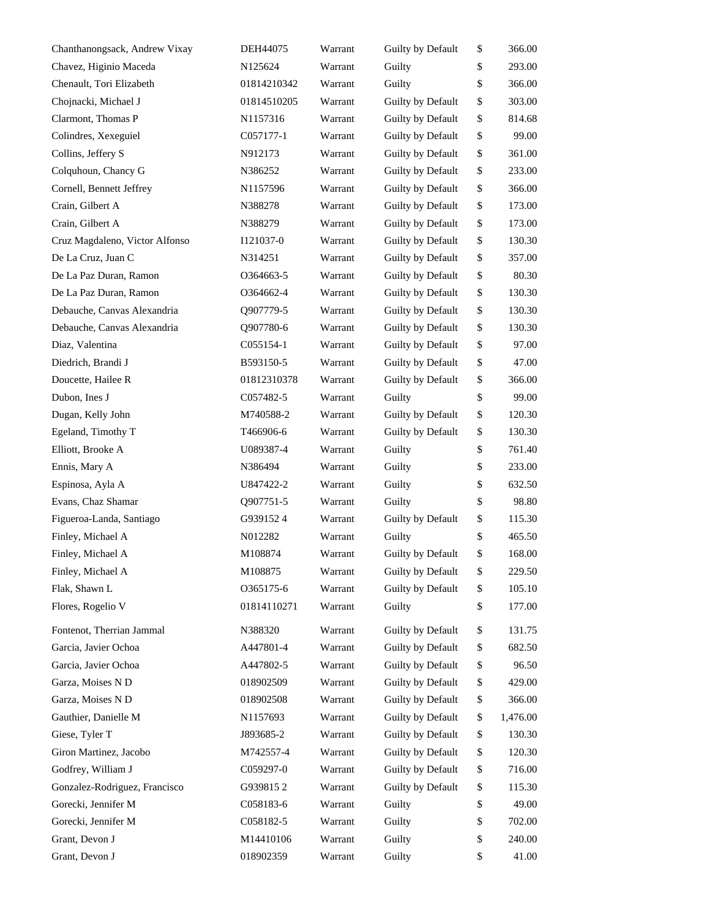| | | | | | |
|---|---|---|---|---|---|
| Chanthanongsack, Andrew Vixay | DEH44075 | Warrant | Guilty by Default | $ | 366.00 |
| Chavez, Higinio Maceda | N125624 | Warrant | Guilty | $ | 293.00 |
| Chenault, Tori Elizabeth | 01814210342 | Warrant | Guilty | $ | 366.00 |
| Chojnacki, Michael J | 01814510205 | Warrant | Guilty by Default | $ | 303.00 |
| Clarmont, Thomas P | N1157316 | Warrant | Guilty by Default | $ | 814.68 |
| Colindres, Xexeguiel | C057177-1 | Warrant | Guilty by Default | $ | 99.00 |
| Collins, Jeffery S | N912173 | Warrant | Guilty by Default | $ | 361.00 |
| Colquhoun, Chancy G | N386252 | Warrant | Guilty by Default | $ | 233.00 |
| Cornell, Bennett Jeffrey | N1157596 | Warrant | Guilty by Default | $ | 366.00 |
| Crain, Gilbert A | N388278 | Warrant | Guilty by Default | $ | 173.00 |
| Crain, Gilbert A | N388279 | Warrant | Guilty by Default | $ | 173.00 |
| Cruz Magdaleno, Victor Alfonso | I121037-0 | Warrant | Guilty by Default | $ | 130.30 |
| De La Cruz, Juan C | N314251 | Warrant | Guilty by Default | $ | 357.00 |
| De La Paz Duran, Ramon | O364663-5 | Warrant | Guilty by Default | $ | 80.30 |
| De La Paz Duran, Ramon | O364662-4 | Warrant | Guilty by Default | $ | 130.30 |
| Debauche, Canvas Alexandria | Q907779-5 | Warrant | Guilty by Default | $ | 130.30 |
| Debauche, Canvas Alexandria | Q907780-6 | Warrant | Guilty by Default | $ | 130.30 |
| Diaz, Valentina | C055154-1 | Warrant | Guilty by Default | $ | 97.00 |
| Diedrich, Brandi J | B593150-5 | Warrant | Guilty by Default | $ | 47.00 |
| Doucette, Hailee R | 01812310378 | Warrant | Guilty by Default | $ | 366.00 |
| Dubon, Ines J | C057482-5 | Warrant | Guilty | $ | 99.00 |
| Dugan, Kelly John | M740588-2 | Warrant | Guilty by Default | $ | 120.30 |
| Egeland, Timothy T | T466906-6 | Warrant | Guilty by Default | $ | 130.30 |
| Elliott, Brooke A | U089387-4 | Warrant | Guilty | $ | 761.40 |
| Ennis, Mary A | N386494 | Warrant | Guilty | $ | 233.00 |
| Espinosa, Ayla A | U847422-2 | Warrant | Guilty | $ | 632.50 |
| Evans, Chaz Shamar | Q907751-5 | Warrant | Guilty | $ | 98.80 |
| Figueroa-Landa, Santiago | G939152 4 | Warrant | Guilty by Default | $ | 115.30 |
| Finley, Michael A | N012282 | Warrant | Guilty | $ | 465.50 |
| Finley, Michael A | M108874 | Warrant | Guilty by Default | $ | 168.00 |
| Finley, Michael A | M108875 | Warrant | Guilty by Default | $ | 229.50 |
| Flak, Shawn L | O365175-6 | Warrant | Guilty by Default | $ | 105.10 |
| Flores, Rogelio V | 01814110271 | Warrant | Guilty | $ | 177.00 |
| Fontenot, Therrian Jammal | N388320 | Warrant | Guilty by Default | $ | 131.75 |
| Garcia, Javier Ochoa | A447801-4 | Warrant | Guilty by Default | $ | 682.50 |
| Garcia, Javier Ochoa | A447802-5 | Warrant | Guilty by Default | $ | 96.50 |
| Garza, Moises N D | 018902509 | Warrant | Guilty by Default | $ | 429.00 |
| Garza, Moises N D | 018902508 | Warrant | Guilty by Default | $ | 366.00 |
| Gauthier, Danielle M | N1157693 | Warrant | Guilty by Default | $ | 1,476.00 |
| Giese, Tyler T | J893685-2 | Warrant | Guilty by Default | $ | 130.30 |
| Giron Martinez, Jacobo | M742557-4 | Warrant | Guilty by Default | $ | 120.30 |
| Godfrey, William J | C059297-0 | Warrant | Guilty by Default | $ | 716.00 |
| Gonzalez-Rodriguez, Francisco | G939815 2 | Warrant | Guilty by Default | $ | 115.30 |
| Gorecki, Jennifer M | C058183-6 | Warrant | Guilty | $ | 49.00 |
| Gorecki, Jennifer M | C058182-5 | Warrant | Guilty | $ | 702.00 |
| Grant, Devon J | M14410106 | Warrant | Guilty | $ | 240.00 |
| Grant, Devon J | 018902359 | Warrant | Guilty | $ | 41.00 |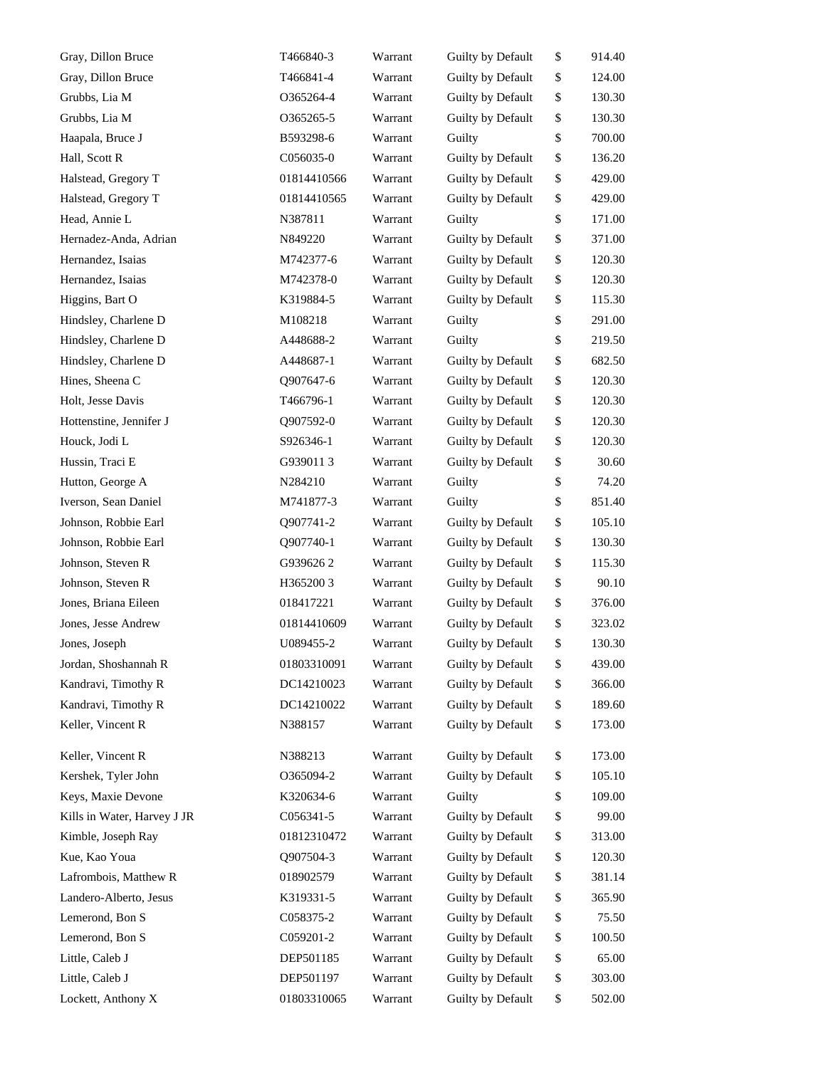| | | | | | |
|---|---|---|---|---|---|
| Gray, Dillon Bruce | T466840-3 | Warrant | Guilty by Default | $ | 914.40 |
| Gray, Dillon Bruce | T466841-4 | Warrant | Guilty by Default | $ | 124.00 |
| Grubbs, Lia M | O365264-4 | Warrant | Guilty by Default | $ | 130.30 |
| Grubbs, Lia M | O365265-5 | Warrant | Guilty by Default | $ | 130.30 |
| Haapala, Bruce J | B593298-6 | Warrant | Guilty | $ | 700.00 |
| Hall, Scott R | C056035-0 | Warrant | Guilty by Default | $ | 136.20 |
| Halstead, Gregory T | 01814410566 | Warrant | Guilty by Default | $ | 429.00 |
| Halstead, Gregory T | 01814410565 | Warrant | Guilty by Default | $ | 429.00 |
| Head, Annie L | N387811 | Warrant | Guilty | $ | 171.00 |
| Hernadez-Anda, Adrian | N849220 | Warrant | Guilty by Default | $ | 371.00 |
| Hernandez, Isaias | M742377-6 | Warrant | Guilty by Default | $ | 120.30 |
| Hernandez, Isaias | M742378-0 | Warrant | Guilty by Default | $ | 120.30 |
| Higgins, Bart O | K319884-5 | Warrant | Guilty by Default | $ | 115.30 |
| Hindsley, Charlene D | M108218 | Warrant | Guilty | $ | 291.00 |
| Hindsley, Charlene D | A448688-2 | Warrant | Guilty | $ | 219.50 |
| Hindsley, Charlene D | A448687-1 | Warrant | Guilty by Default | $ | 682.50 |
| Hines, Sheena C | Q907647-6 | Warrant | Guilty by Default | $ | 120.30 |
| Holt, Jesse Davis | T466796-1 | Warrant | Guilty by Default | $ | 120.30 |
| Hottenstine, Jennifer J | Q907592-0 | Warrant | Guilty by Default | $ | 120.30 |
| Houck, Jodi L | S926346-1 | Warrant | Guilty by Default | $ | 120.30 |
| Hussin, Traci E | G939011 3 | Warrant | Guilty by Default | $ | 30.60 |
| Hutton, George A | N284210 | Warrant | Guilty | $ | 74.20 |
| Iverson, Sean Daniel | M741877-3 | Warrant | Guilty | $ | 851.40 |
| Johnson, Robbie Earl | Q907741-2 | Warrant | Guilty by Default | $ | 105.10 |
| Johnson, Robbie Earl | Q907740-1 | Warrant | Guilty by Default | $ | 130.30 |
| Johnson, Steven R | G939626 2 | Warrant | Guilty by Default | $ | 115.30 |
| Johnson, Steven R | H365200 3 | Warrant | Guilty by Default | $ | 90.10 |
| Jones, Briana Eileen | 018417221 | Warrant | Guilty by Default | $ | 376.00 |
| Jones, Jesse Andrew | 01814410609 | Warrant | Guilty by Default | $ | 323.02 |
| Jones, Joseph | U089455-2 | Warrant | Guilty by Default | $ | 130.30 |
| Jordan, Shoshannah R | 01803310091 | Warrant | Guilty by Default | $ | 439.00 |
| Kandravi, Timothy R | DC14210023 | Warrant | Guilty by Default | $ | 366.00 |
| Kandravi, Timothy R | DC14210022 | Warrant | Guilty by Default | $ | 189.60 |
| Keller, Vincent R | N388157 | Warrant | Guilty by Default | $ | 173.00 |
| Keller, Vincent R | N388213 | Warrant | Guilty by Default | $ | 173.00 |
| Kershek, Tyler John | O365094-2 | Warrant | Guilty by Default | $ | 105.10 |
| Keys, Maxie Devone | K320634-6 | Warrant | Guilty | $ | 109.00 |
| Kills in Water, Harvey J JR | C056341-5 | Warrant | Guilty by Default | $ | 99.00 |
| Kimble, Joseph Ray | 01812310472 | Warrant | Guilty by Default | $ | 313.00 |
| Kue, Kao Youa | Q907504-3 | Warrant | Guilty by Default | $ | 120.30 |
| Lafrombois, Matthew R | 018902579 | Warrant | Guilty by Default | $ | 381.14 |
| Landero-Alberto, Jesus | K319331-5 | Warrant | Guilty by Default | $ | 365.90 |
| Lemerond, Bon S | C058375-2 | Warrant | Guilty by Default | $ | 75.50 |
| Lemerond, Bon S | C059201-2 | Warrant | Guilty by Default | $ | 100.50 |
| Little, Caleb J | DEP501185 | Warrant | Guilty by Default | $ | 65.00 |
| Little, Caleb J | DEP501197 | Warrant | Guilty by Default | $ | 303.00 |
| Lockett, Anthony X | 01803310065 | Warrant | Guilty by Default | $ | 502.00 |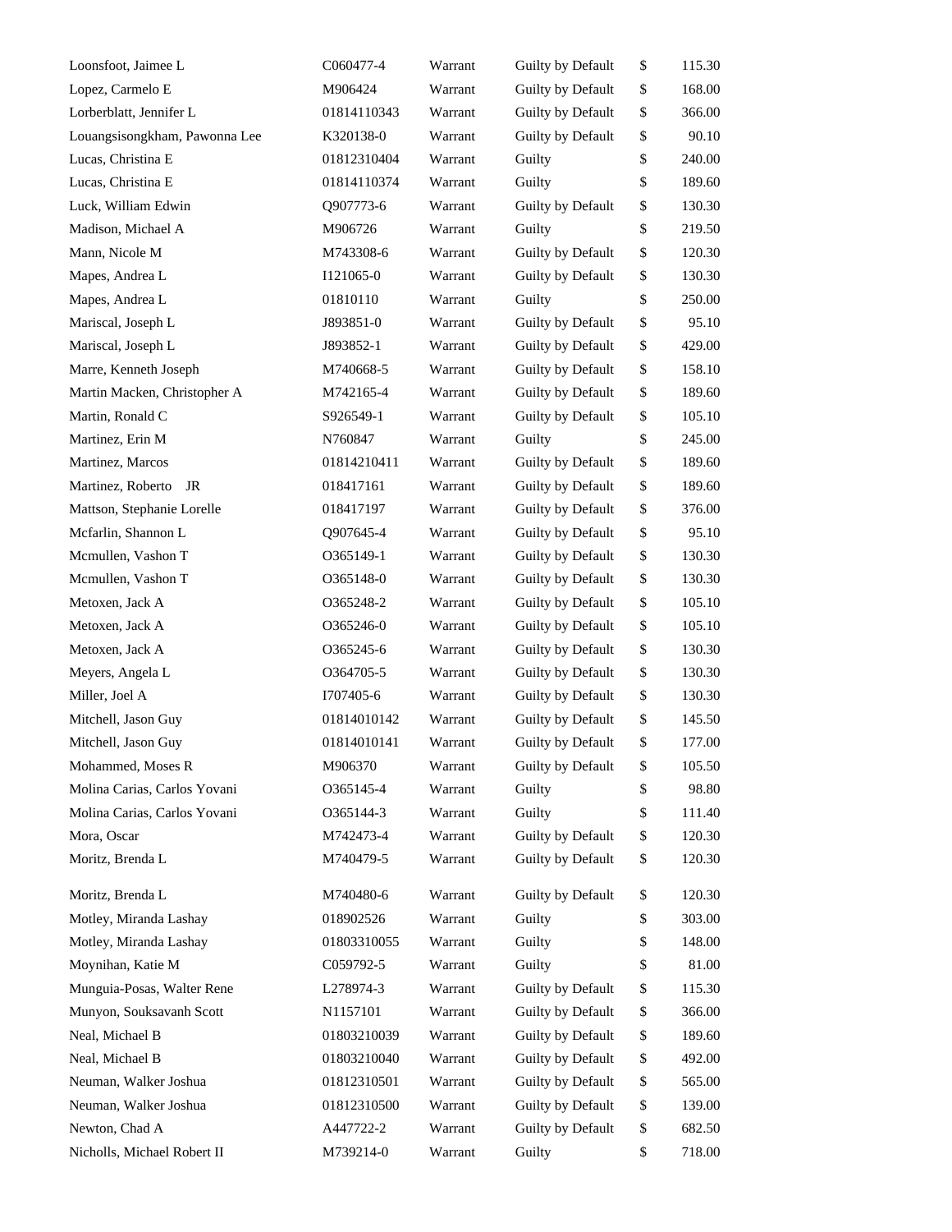| | | | | | |
|---|---|---|---|---|---|
| Loonsfoot, Jaimee L | C060477-4 | Warrant | Guilty by Default | $ | 115.30 |
| Lopez, Carmelo E | M906424 | Warrant | Guilty by Default | $ | 168.00 |
| Lorberblatt, Jennifer L | 01814110343 | Warrant | Guilty by Default | $ | 366.00 |
| Louangsisongkham, Pawonna Lee | K320138-0 | Warrant | Guilty by Default | $ | 90.10 |
| Lucas, Christina E | 01812310404 | Warrant | Guilty | $ | 240.00 |
| Lucas, Christina E | 01814110374 | Warrant | Guilty | $ | 189.60 |
| Luck, William Edwin | Q907773-6 | Warrant | Guilty by Default | $ | 130.30 |
| Madison, Michael A | M906726 | Warrant | Guilty | $ | 219.50 |
| Mann, Nicole M | M743308-6 | Warrant | Guilty by Default | $ | 120.30 |
| Mapes, Andrea L | I121065-0 | Warrant | Guilty by Default | $ | 130.30 |
| Mapes, Andrea L | 01810110 | Warrant | Guilty | $ | 250.00 |
| Mariscal, Joseph L | J893851-0 | Warrant | Guilty by Default | $ | 95.10 |
| Mariscal, Joseph L | J893852-1 | Warrant | Guilty by Default | $ | 429.00 |
| Marre, Kenneth Joseph | M740668-5 | Warrant | Guilty by Default | $ | 158.10 |
| Martin Macken, Christopher A | M742165-4 | Warrant | Guilty by Default | $ | 189.60 |
| Martin, Ronald C | S926549-1 | Warrant | Guilty by Default | $ | 105.10 |
| Martinez, Erin M | N760847 | Warrant | Guilty | $ | 245.00 |
| Martinez, Marcos | 01814210411 | Warrant | Guilty by Default | $ | 189.60 |
| Martinez, Roberto JR | 018417161 | Warrant | Guilty by Default | $ | 189.60 |
| Mattson, Stephanie Lorelle | 018417197 | Warrant | Guilty by Default | $ | 376.00 |
| Mcfarlin, Shannon L | Q907645-4 | Warrant | Guilty by Default | $ | 95.10 |
| Mcmullen, Vashon T | O365149-1 | Warrant | Guilty by Default | $ | 130.30 |
| Mcmullen, Vashon T | O365148-0 | Warrant | Guilty by Default | $ | 130.30 |
| Metoxen, Jack A | O365248-2 | Warrant | Guilty by Default | $ | 105.10 |
| Metoxen, Jack A | O365246-0 | Warrant | Guilty by Default | $ | 105.10 |
| Metoxen, Jack A | O365245-6 | Warrant | Guilty by Default | $ | 130.30 |
| Meyers, Angela L | O364705-5 | Warrant | Guilty by Default | $ | 130.30 |
| Miller, Joel A | I707405-6 | Warrant | Guilty by Default | $ | 130.30 |
| Mitchell, Jason Guy | 01814010142 | Warrant | Guilty by Default | $ | 145.50 |
| Mitchell, Jason Guy | 01814010141 | Warrant | Guilty by Default | $ | 177.00 |
| Mohammed, Moses R | M906370 | Warrant | Guilty by Default | $ | 105.50 |
| Molina Carias, Carlos Yovani | O365145-4 | Warrant | Guilty | $ | 98.80 |
| Molina Carias, Carlos Yovani | O365144-3 | Warrant | Guilty | $ | 111.40 |
| Mora, Oscar | M742473-4 | Warrant | Guilty by Default | $ | 120.30 |
| Moritz, Brenda L | M740479-5 | Warrant | Guilty by Default | $ | 120.30 |
| Moritz, Brenda L | M740480-6 | Warrant | Guilty by Default | $ | 120.30 |
| Motley, Miranda Lashay | 018902526 | Warrant | Guilty | $ | 303.00 |
| Motley, Miranda Lashay | 01803310055 | Warrant | Guilty | $ | 148.00 |
| Moynihan, Katie M | C059792-5 | Warrant | Guilty | $ | 81.00 |
| Munguia-Posas, Walter Rene | L278974-3 | Warrant | Guilty by Default | $ | 115.30 |
| Munyon, Souksavanh Scott | N1157101 | Warrant | Guilty by Default | $ | 366.00 |
| Neal, Michael B | 01803210039 | Warrant | Guilty by Default | $ | 189.60 |
| Neal, Michael B | 01803210040 | Warrant | Guilty by Default | $ | 492.00 |
| Neuman, Walker Joshua | 01812310501 | Warrant | Guilty by Default | $ | 565.00 |
| Neuman, Walker Joshua | 01812310500 | Warrant | Guilty by Default | $ | 139.00 |
| Newton, Chad A | A447722-2 | Warrant | Guilty by Default | $ | 682.50 |
| Nicholls, Michael Robert II | M739214-0 | Warrant | Guilty | $ | 718.00 |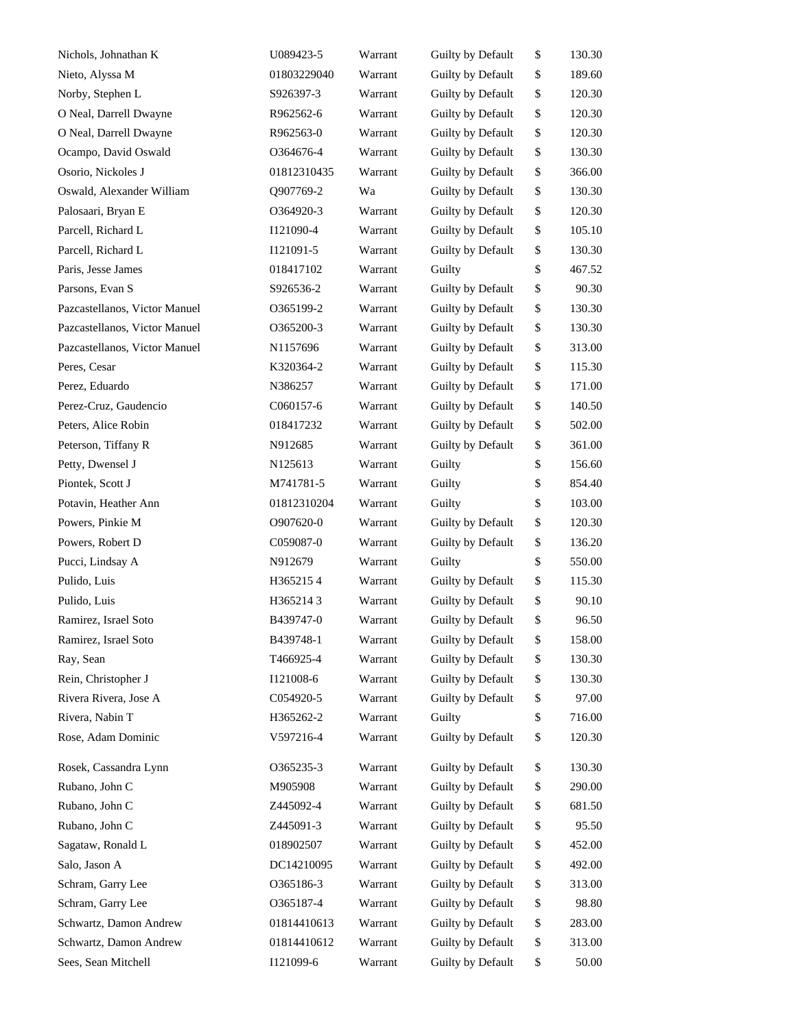| | | | | | |
|---|---|---|---|---|---|
| Nichols, Johnathan K | U089423-5 | Warrant | Guilty by Default | $ | 130.30 |
| Nieto, Alyssa M | 01803229040 | Warrant | Guilty by Default | $ | 189.60 |
| Norby, Stephen L | S926397-3 | Warrant | Guilty by Default | $ | 120.30 |
| O Neal, Darrell Dwayne | R962562-6 | Warrant | Guilty by Default | $ | 120.30 |
| O Neal, Darrell Dwayne | R962563-0 | Warrant | Guilty by Default | $ | 120.30 |
| Ocampo, David Oswald | O364676-4 | Warrant | Guilty by Default | $ | 130.30 |
| Osorio, Nickoles J | 01812310435 | Warrant | Guilty by Default | $ | 366.00 |
| Oswald, Alexander William | Q907769-2 | Wa | Guilty by Default | $ | 130.30 |
| Palosaari, Bryan E | O364920-3 | Warrant | Guilty by Default | $ | 120.30 |
| Parcell, Richard L | I121090-4 | Warrant | Guilty by Default | $ | 105.10 |
| Parcell, Richard L | I121091-5 | Warrant | Guilty by Default | $ | 130.30 |
| Paris, Jesse James | 018417102 | Warrant | Guilty | $ | 467.52 |
| Parsons, Evan S | S926536-2 | Warrant | Guilty by Default | $ | 90.30 |
| Pazcastellanos, Victor Manuel | O365199-2 | Warrant | Guilty by Default | $ | 130.30 |
| Pazcastellanos, Victor Manuel | O365200-3 | Warrant | Guilty by Default | $ | 130.30 |
| Pazcastellanos, Victor Manuel | N1157696 | Warrant | Guilty by Default | $ | 313.00 |
| Peres, Cesar | K320364-2 | Warrant | Guilty by Default | $ | 115.30 |
| Perez, Eduardo | N386257 | Warrant | Guilty by Default | $ | 171.00 |
| Perez-Cruz, Gaudencio | C060157-6 | Warrant | Guilty by Default | $ | 140.50 |
| Peters, Alice Robin | 018417232 | Warrant | Guilty by Default | $ | 502.00 |
| Peterson, Tiffany R | N912685 | Warrant | Guilty by Default | $ | 361.00 |
| Petty, Dwensel J | N125613 | Warrant | Guilty | $ | 156.60 |
| Piontek, Scott J | M741781-5 | Warrant | Guilty | $ | 854.40 |
| Potavin, Heather Ann | 01812310204 | Warrant | Guilty | $ | 103.00 |
| Powers, Pinkie M | O907620-0 | Warrant | Guilty by Default | $ | 120.30 |
| Powers, Robert D | C059087-0 | Warrant | Guilty by Default | $ | 136.20 |
| Pucci, Lindsay A | N912679 | Warrant | Guilty | $ | 550.00 |
| Pulido, Luis | H365215 4 | Warrant | Guilty by Default | $ | 115.30 |
| Pulido, Luis | H365214 3 | Warrant | Guilty by Default | $ | 90.10 |
| Ramirez, Israel Soto | B439747-0 | Warrant | Guilty by Default | $ | 96.50 |
| Ramirez, Israel Soto | B439748-1 | Warrant | Guilty by Default | $ | 158.00 |
| Ray, Sean | T466925-4 | Warrant | Guilty by Default | $ | 130.30 |
| Rein, Christopher J | I121008-6 | Warrant | Guilty by Default | $ | 130.30 |
| Rivera Rivera, Jose A | C054920-5 | Warrant | Guilty by Default | $ | 97.00 |
| Rivera, Nabin T | H365262-2 | Warrant | Guilty | $ | 716.00 |
| Rose, Adam Dominic | V597216-4 | Warrant | Guilty by Default | $ | 120.30 |
| Rosek, Cassandra Lynn | O365235-3 | Warrant | Guilty by Default | $ | 130.30 |
| Rubano, John C | M905908 | Warrant | Guilty by Default | $ | 290.00 |
| Rubano, John C | Z445092-4 | Warrant | Guilty by Default | $ | 681.50 |
| Rubano, John C | Z445091-3 | Warrant | Guilty by Default | $ | 95.50 |
| Sagataw, Ronald L | 018902507 | Warrant | Guilty by Default | $ | 452.00 |
| Salo, Jason A | DC14210095 | Warrant | Guilty by Default | $ | 492.00 |
| Schram, Garry Lee | O365186-3 | Warrant | Guilty by Default | $ | 313.00 |
| Schram, Garry Lee | O365187-4 | Warrant | Guilty by Default | $ | 98.80 |
| Schwartz, Damon Andrew | 01814410613 | Warrant | Guilty by Default | $ | 283.00 |
| Schwartz, Damon Andrew | 01814410612 | Warrant | Guilty by Default | $ | 313.00 |
| Sees, Sean Mitchell | I121099-6 | Warrant | Guilty by Default | $ | 50.00 |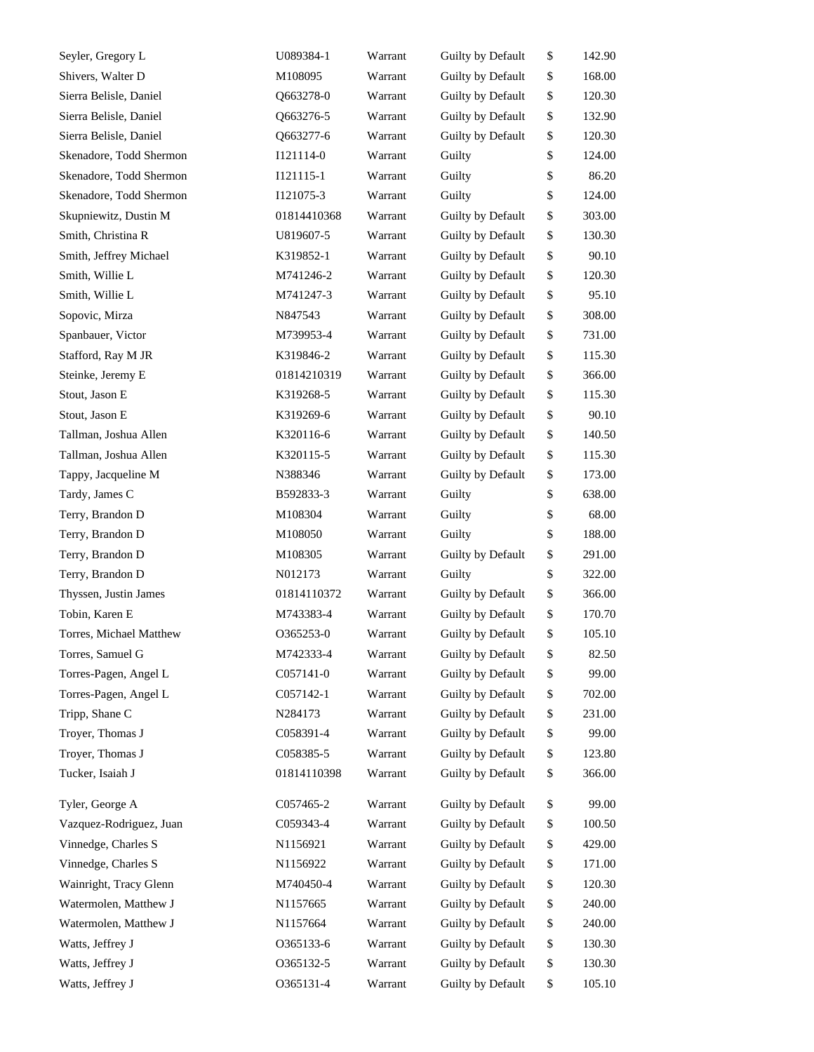| | | | | | |
|---|---|---|---|---|---|
| Seyler, Gregory L | U089384-1 | Warrant | Guilty by Default | $ | 142.90 |
| Shivers, Walter D | M108095 | Warrant | Guilty by Default | $ | 168.00 |
| Sierra Belisle, Daniel | Q663278-0 | Warrant | Guilty by Default | $ | 120.30 |
| Sierra Belisle, Daniel | Q663276-5 | Warrant | Guilty by Default | $ | 132.90 |
| Sierra Belisle, Daniel | Q663277-6 | Warrant | Guilty by Default | $ | 120.30 |
| Skenadore, Todd Shermon | I121114-0 | Warrant | Guilty | $ | 124.00 |
| Skenadore, Todd Shermon | I121115-1 | Warrant | Guilty | $ | 86.20 |
| Skenadore, Todd Shermon | I121075-3 | Warrant | Guilty | $ | 124.00 |
| Skupniewitz, Dustin M | 01814410368 | Warrant | Guilty by Default | $ | 303.00 |
| Smith, Christina R | U819607-5 | Warrant | Guilty by Default | $ | 130.30 |
| Smith, Jeffrey Michael | K319852-1 | Warrant | Guilty by Default | $ | 90.10 |
| Smith, Willie L | M741246-2 | Warrant | Guilty by Default | $ | 120.30 |
| Smith, Willie L | M741247-3 | Warrant | Guilty by Default | $ | 95.10 |
| Sopovic, Mirza | N847543 | Warrant | Guilty by Default | $ | 308.00 |
| Spanbauer, Victor | M739953-4 | Warrant | Guilty by Default | $ | 731.00 |
| Stafford, Ray M JR | K319846-2 | Warrant | Guilty by Default | $ | 115.30 |
| Steinke, Jeremy E | 01814210319 | Warrant | Guilty by Default | $ | 366.00 |
| Stout, Jason E | K319268-5 | Warrant | Guilty by Default | $ | 115.30 |
| Stout, Jason E | K319269-6 | Warrant | Guilty by Default | $ | 90.10 |
| Tallman, Joshua Allen | K320116-6 | Warrant | Guilty by Default | $ | 140.50 |
| Tallman, Joshua Allen | K320115-5 | Warrant | Guilty by Default | $ | 115.30 |
| Tappy, Jacqueline M | N388346 | Warrant | Guilty by Default | $ | 173.00 |
| Tardy, James C | B592833-3 | Warrant | Guilty | $ | 638.00 |
| Terry, Brandon D | M108304 | Warrant | Guilty | $ | 68.00 |
| Terry, Brandon D | M108050 | Warrant | Guilty | $ | 188.00 |
| Terry, Brandon D | M108305 | Warrant | Guilty by Default | $ | 291.00 |
| Terry, Brandon D | N012173 | Warrant | Guilty | $ | 322.00 |
| Thyssen, Justin James | 01814110372 | Warrant | Guilty by Default | $ | 366.00 |
| Tobin, Karen E | M743383-4 | Warrant | Guilty by Default | $ | 170.70 |
| Torres, Michael Matthew | O365253-0 | Warrant | Guilty by Default | $ | 105.10 |
| Torres, Samuel G | M742333-4 | Warrant | Guilty by Default | $ | 82.50 |
| Torres-Pagen, Angel L | C057141-0 | Warrant | Guilty by Default | $ | 99.00 |
| Torres-Pagen, Angel L | C057142-1 | Warrant | Guilty by Default | $ | 702.00 |
| Tripp, Shane C | N284173 | Warrant | Guilty by Default | $ | 231.00 |
| Troyer, Thomas J | C058391-4 | Warrant | Guilty by Default | $ | 99.00 |
| Troyer, Thomas J | C058385-5 | Warrant | Guilty by Default | $ | 123.80 |
| Tucker, Isaiah J | 01814110398 | Warrant | Guilty by Default | $ | 366.00 |
| Tyler, George A | C057465-2 | Warrant | Guilty by Default | $ | 99.00 |
| Vazquez-Rodriguez, Juan | C059343-4 | Warrant | Guilty by Default | $ | 100.50 |
| Vinnedge, Charles S | N1156921 | Warrant | Guilty by Default | $ | 429.00 |
| Vinnedge, Charles S | N1156922 | Warrant | Guilty by Default | $ | 171.00 |
| Wainright, Tracy Glenn | M740450-4 | Warrant | Guilty by Default | $ | 120.30 |
| Watermolen, Matthew J | N1157665 | Warrant | Guilty by Default | $ | 240.00 |
| Watermolen, Matthew J | N1157664 | Warrant | Guilty by Default | $ | 240.00 |
| Watts, Jeffrey J | O365133-6 | Warrant | Guilty by Default | $ | 130.30 |
| Watts, Jeffrey J | O365132-5 | Warrant | Guilty by Default | $ | 130.30 |
| Watts, Jeffrey J | O365131-4 | Warrant | Guilty by Default | $ | 105.10 |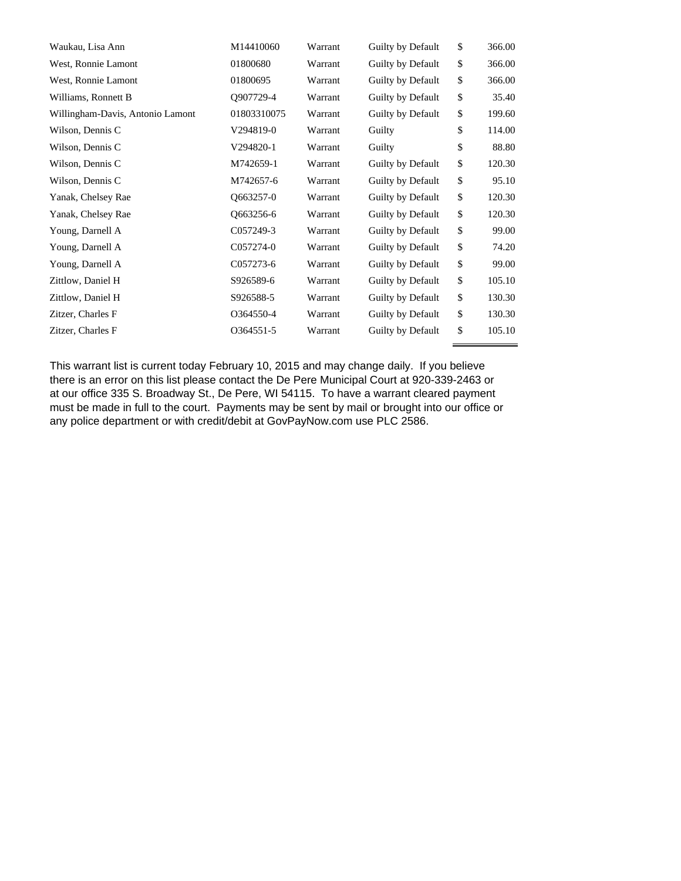| | | | | | |
|---|---|---|---|---|---|
| Waukau, Lisa Ann | M14410060 | Warrant | Guilty by Default | $ | 366.00 |
| West, Ronnie Lamont | 01800680 | Warrant | Guilty by Default | $ | 366.00 |
| West, Ronnie Lamont | 01800695 | Warrant | Guilty by Default | $ | 366.00 |
| Williams, Ronnett B | Q907729-4 | Warrant | Guilty by Default | $ | 35.40 |
| Willingham-Davis, Antonio Lamont | 01803310075 | Warrant | Guilty by Default | $ | 199.60 |
| Wilson, Dennis C | V294819-0 | Warrant | Guilty | $ | 114.00 |
| Wilson, Dennis C | V294820-1 | Warrant | Guilty | $ | 88.80 |
| Wilson, Dennis C | M742659-1 | Warrant | Guilty by Default | $ | 120.30 |
| Wilson, Dennis C | M742657-6 | Warrant | Guilty by Default | $ | 95.10 |
| Yanak, Chelsey Rae | Q663257-0 | Warrant | Guilty by Default | $ | 120.30 |
| Yanak, Chelsey Rae | Q663256-6 | Warrant | Guilty by Default | $ | 120.30 |
| Young, Darnell A | C057249-3 | Warrant | Guilty by Default | $ | 99.00 |
| Young, Darnell A | C057274-0 | Warrant | Guilty by Default | $ | 74.20 |
| Young, Darnell A | C057273-6 | Warrant | Guilty by Default | $ | 99.00 |
| Zittlow, Daniel H | S926589-6 | Warrant | Guilty by Default | $ | 105.10 |
| Zittlow, Daniel H | S926588-5 | Warrant | Guilty by Default | $ | 130.30 |
| Zitzer, Charles F | O364550-4 | Warrant | Guilty by Default | $ | 130.30 |
| Zitzer, Charles F | O364551-5 | Warrant | Guilty by Default | $ | 105.10 |

This warrant list is current today February 10, 2015 and may change daily. If you believe there is an error on this list please contact the De Pere Municipal Court at 920-339-2463 or at our office 335 S. Broadway St., De Pere, WI 54115. To have a warrant cleared payment must be made in full to the court. Payments may be sent by mail or brought into our office or any police department or with credit/debit at GovPayNow.com use PLC 2586.